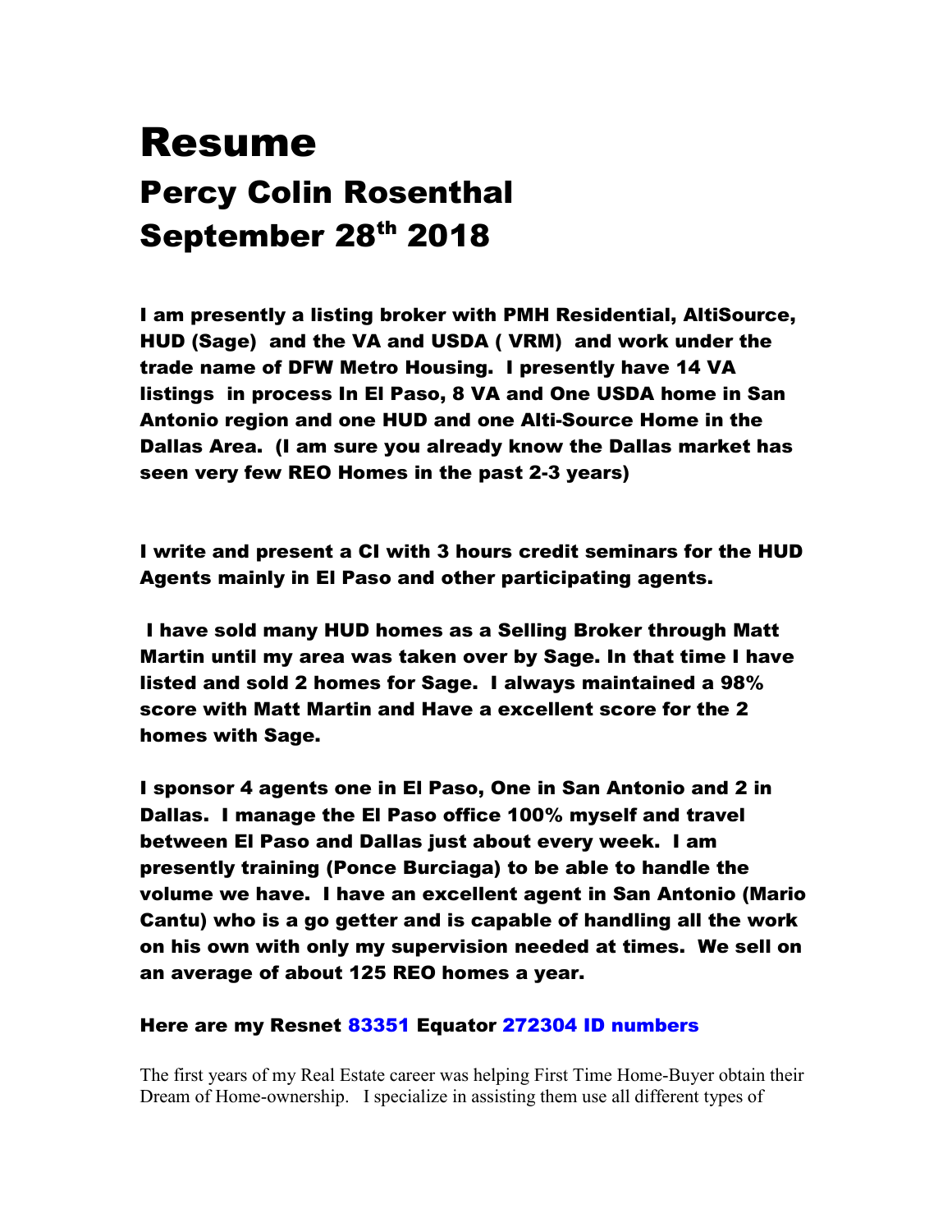# Resume

## Percy Colin Rosenthal

## September 28th 2018

**I am presently a listing broker with PMH Residential, AltiSource, HUD (Sage) and the VA and USDA ( VRM) and work under the trade name of DFW Metro Housing. I presently have 14 VA listings in process In El Paso, 8 VA and One USDA home in San Antonio region and one HUD and one Alti-Source Home in the Dallas Area. (I am sure you already know the Dallas market has seen very few REO Homes in the past 2-3 years)**

**I write and present a CI with 3 hours credit seminars for the HUD Agents mainly in El Paso and other participating agents.**

**I have sold many HUD homes as a Selling Broker through Matt Martin until my area was taken over by Sage. In that time I have listed and sold 2 homes for Sage. I always maintained a 98% score with Matt Martin and Have a excellent score for the 2 homes with Sage.**

**I sponsor 4 agents one in El Paso, One in San Antonio and 2 in Dallas. I manage the El Paso office 100% myself and travel between El Paso and Dallas just about every week. I am presently training (Ponce Burciaga) to be able to handle the volume we have. I have an excellent agent in San Antonio (Mario Cantu) who is a go getter and is capable of handling all the work on his own with only my supervision needed at times. We sell on an average of about 125 REO homes a year.**

**Here are my Resnet 83351 Equator 272304 ID numbers**

The first years of my Real Estate career was helping First Time Home-Buyer obtain their Dream of Home-ownership. I specialize in assisting them use all different types of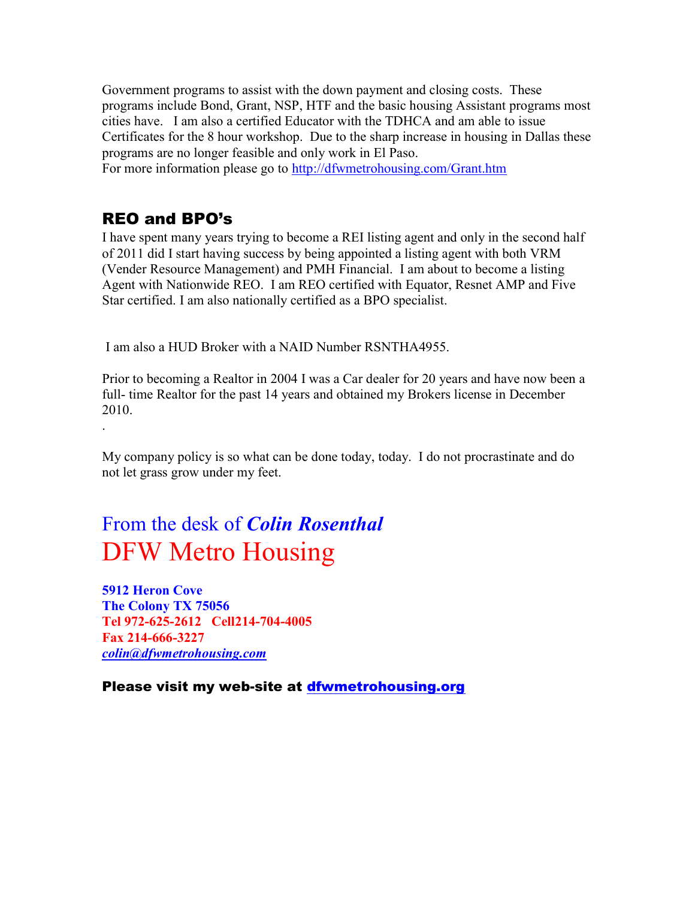Government programs to assist with the down payment and closing costs. These programs include Bond, Grant, NSP, HTF and the basic housing Assistant programs most cities have. I am also a certified Educator with the TDHCA and am able to issue Certificates for the 8 hour workshop. Due to the sharp increase in housing in Dallas these programs are no longer feasible and only work in El Paso.
For more information please go to [http://dfwmetrohousing.com/Grant.htm](http://dfwmetrohousing.com/Grant.htm)

## REO and BPO's

I have spent many years trying to become a REI listing agent and only in the second half of 2011 did I start having success by being appointed a listing agent with both VRM (Vender Resource Management) and PMH Financial. I am about to become a listing Agent with Nationwide REO. I am REO certified with Equator, Resnet AMP and Five Star certified. I am also nationally certified as a BPO specialist.

I am also a HUD Broker with a NAID Number RSNTHA4955.

Prior to becoming a Realtor in 2004 I was a Car dealer for 20 years and have now been a full- time Realtor for the past 14 years and obtained my Brokers license in December 2010.

.

My company policy is so what can be done today, today. I do not procrastinate and do not let grass grow under my feet.

From the desk of ***Colin Rosenthal***

DFW Metro Housing

**5912 Heron Cove**
**The Colony TX 75056**
**Tel 972-625-2612 Cell214-704-4005**
**Fax 214-666-3227**
***colin@dfwmetrohousing.com***

**Please visit my web-site at [dfwmetrohousing.org](dfwmetrohousing.org)**